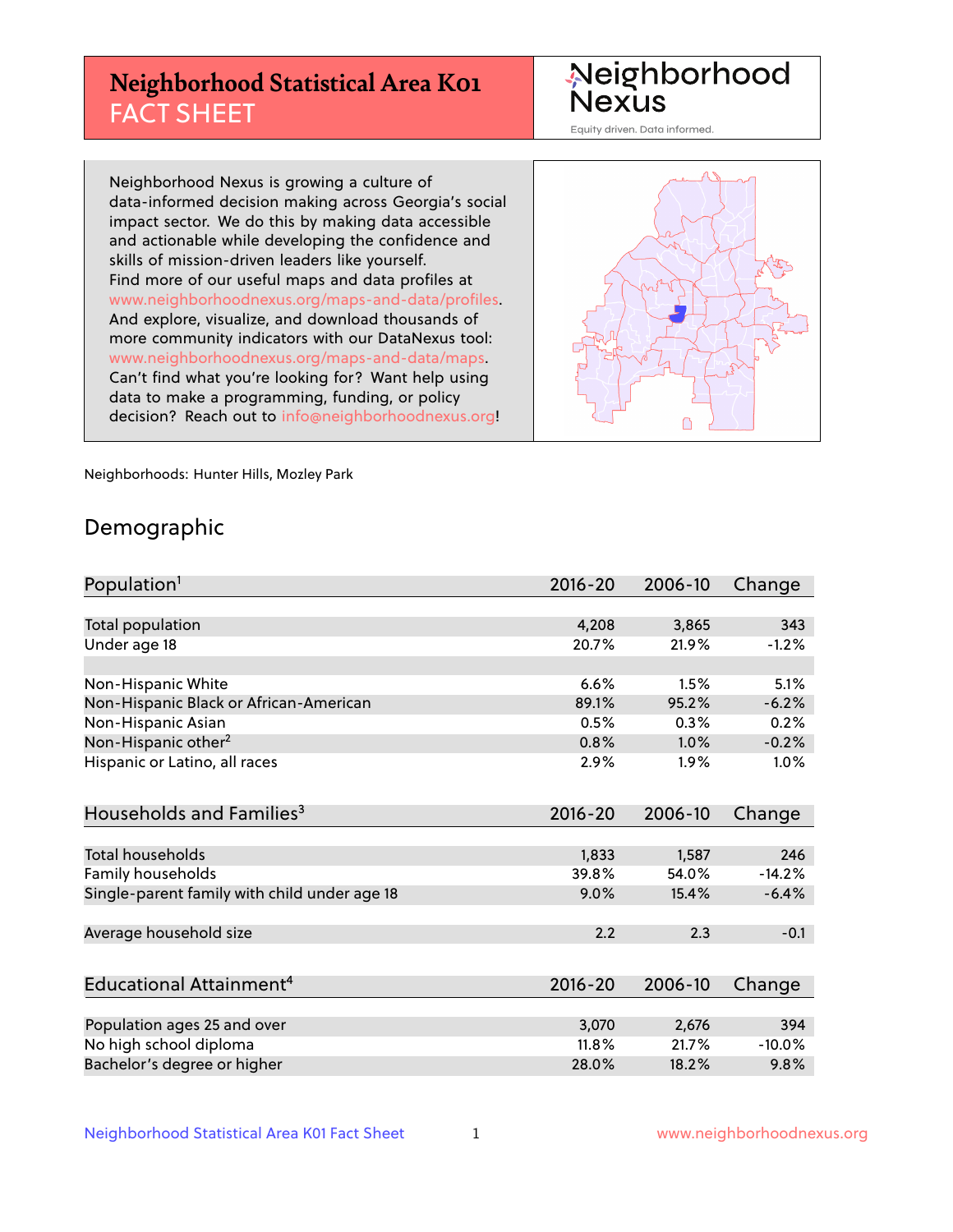# Neighborhood Statistical Area K01 FACT SHEET

Neighborhood Nexus
Equity driven. Data informed.

Neighborhood Nexus is growing a culture of data-informed decision making across Georgia's social impact sector. We do this by making data accessible and actionable while developing the confidence and skills of mission-driven leaders like yourself. Find more of our useful maps and data profiles at www.neighborhoodnexus.org/maps-and-data/profiles. And explore, visualize, and download thousands of more community indicators with our DataNexus tool: www.neighborhoodnexus.org/maps-and-data/maps. Can't find what you're looking for? Want help using data to make a programming, funding, or policy decision? Reach out to info@neighborhoodnexus.org!

Neighborhoods: Hunter Hills, Mozley Park

## Demographic

| Population[1] | 2016-20 | 2006-10 | Change |
|---|---|---|---|
| Total population | 4,208 | 3,865 | 343 |
| Under age 18 | 20.7% | 21.9% | -1.2% |
| | | | |
| Non-Hispanic White | 6.6% | 1.5% | 5.1% |
| Non-Hispanic Black or African-American | 89.1% | 95.2% | -6.2% |
| Non-Hispanic Asian | 0.5% | 0.3% | 0.2% |
| Non-Hispanic other[2] | 0.8% | 1.0% | -0.2% |
| Hispanic or Latino, all races | 2.9% | 1.9% | 1.0% |

| Households and Families[3] | 2016-20 | 2006-10 | Change |
|---|---|---|---|
| Total households | 1,833 | 1,587 | 246 |
| Family households | 39.8% | 54.0% | -14.2% |
| Single-parent family with child under age 18 | 9.0% | 15.4% | -6.4% |
| | | | |
| Average household size | 2.2 | 2.3 | -0.1 |

| Educational Attainment[4] | 2016-20 | 2006-10 | Change |
|---|---|---|---|
| Population ages 25 and over | 3,070 | 2,676 | 394 |
| No high school diploma | 11.8% | 21.7% | -10.0% |
| Bachelor's degree or higher | 28.0% | 18.2% | 9.8% |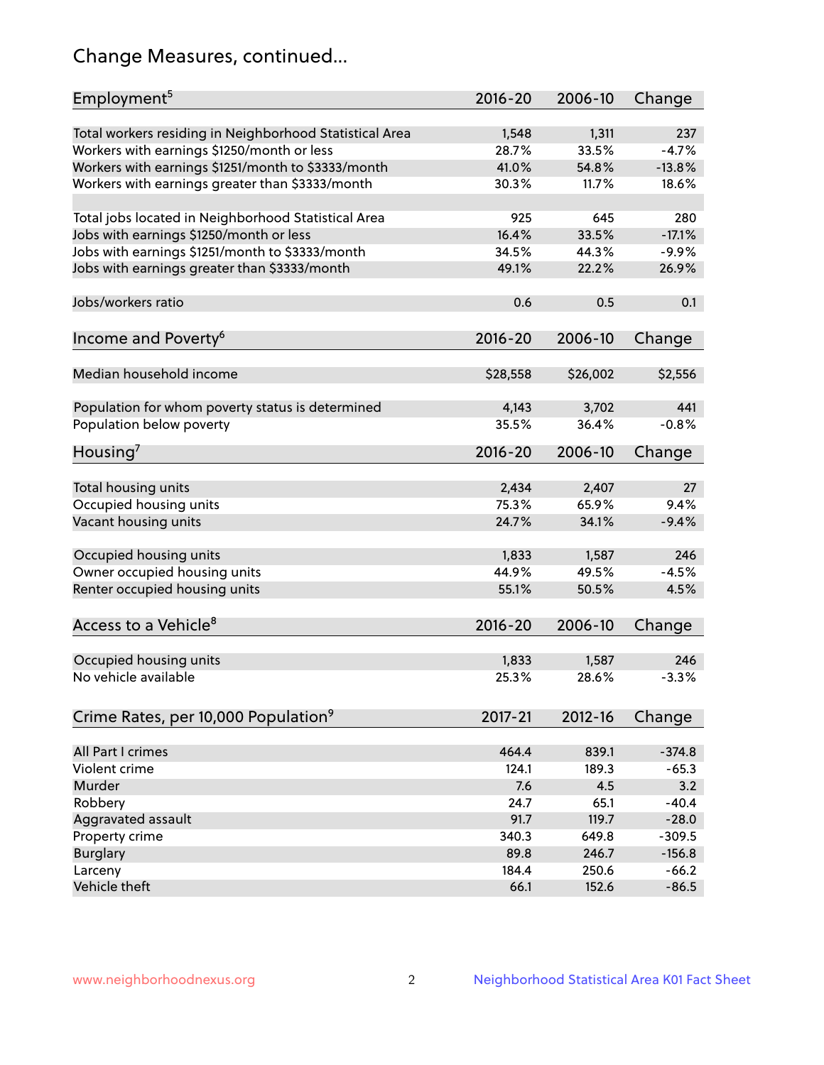## Change Measures, continued...

| Employment[5] | 2016-20 | 2006-10 | Change |
|---|---|---|---|
| Total workers residing in Neighborhood Statistical Area | 1,548 | 1,311 | 237 |
| Workers with earnings $1250/month or less | 28.7% | 33.5% | -4.7% |
| Workers with earnings $1251/month to $3333/month | 41.0% | 54.8% | -13.8% |
| Workers with earnings greater than $3333/month | 30.3% | 11.7% | 18.6% |
| | | | |
| Total jobs located in Neighborhood Statistical Area | 925 | 645 | 280 |
| Jobs with earnings $1250/month or less | 16.4% | 33.5% | -17.1% |
| Jobs with earnings $1251/month to $3333/month | 34.5% | 44.3% | -9.9% |
| Jobs with earnings greater than $3333/month | 49.1% | 22.2% | 26.9% |
| | | | |
| Jobs/workers ratio | 0.6 | 0.5 | 0.1 |

| Income and Poverty[6] | 2016-20 | 2006-10 | Change |
|---|---|---|---|
| Median household income | $28,558 | $26,002 | $2,556 |
| | | | |
| Population for whom poverty status is determined | 4,143 | 3,702 | 441 |
| Population below poverty | 35.5% | 36.4% | -0.8% |

| Housing[7] | 2016-20 | 2006-10 | Change |
|---|---|---|---|
| Total housing units | 2,434 | 2,407 | 27 |
| Occupied housing units | 75.3% | 65.9% | 9.4% |
| Vacant housing units | 24.7% | 34.1% | -9.4% |
| | | | |
| Occupied housing units | 1,833 | 1,587 | 246 |
| Owner occupied housing units | 44.9% | 49.5% | -4.5% |
| Renter occupied housing units | 55.1% | 50.5% | 4.5% |

| Access to a Vehicle[8] | 2016-20 | 2006-10 | Change |
|---|---|---|---|
| Occupied housing units | 1,833 | 1,587 | 246 |
| No vehicle available | 25.3% | 28.6% | -3.3% |

| Crime Rates, per 10,000 Population[9] | 2017-21 | 2012-16 | Change |
|---|---|---|---|
| All Part I crimes | 464.4 | 839.1 | -374.8 |
| Violent crime | 124.1 | 189.3 | -65.3 |
| Murder | 7.6 | 4.5 | 3.2 |
| Robbery | 24.7 | 65.1 | -40.4 |
| Aggravated assault | 91.7 | 119.7 | -28.0 |
| Property crime | 340.3 | 649.8 | -309.5 |
| Burglary | 89.8 | 246.7 | -156.8 |
| Larceny | 184.4 | 250.6 | -66.2 |
| Vehicle theft | 66.1 | 152.6 | -86.5 |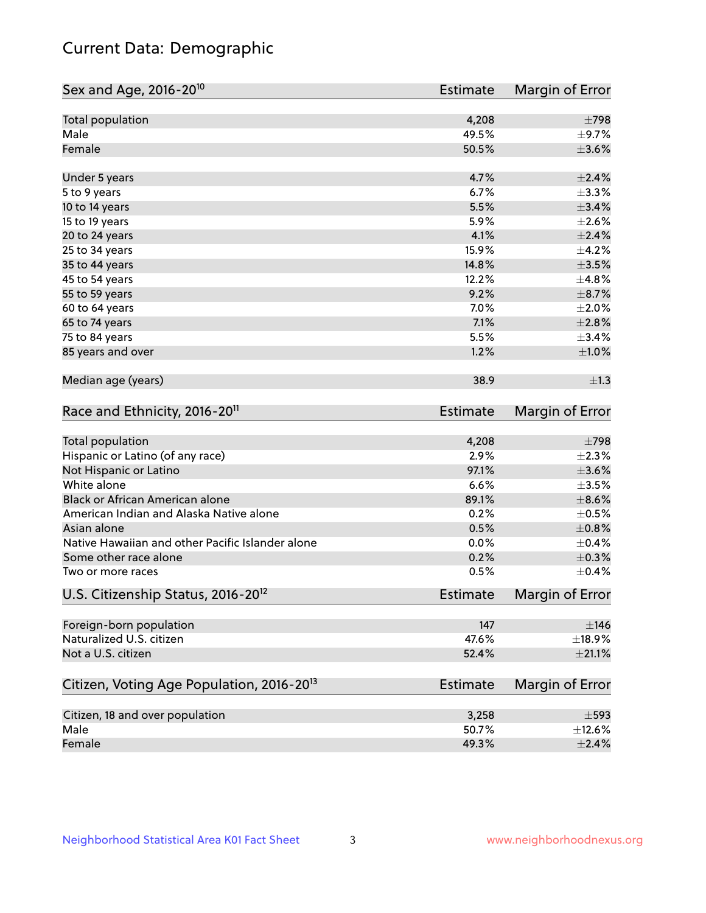## Current Data: Demographic

| Sex and Age, 2016-20[10] | Estimate | Margin of Error |
|---|---|---|
| Total population | 4,208 | ±798 |
| Male | 49.5% | ±9.7% |
| Female | 50.5% | ±3.6% |
| Under 5 years | 4.7% | ±2.4% |
| 5 to 9 years | 6.7% | ±3.3% |
| 10 to 14 years | 5.5% | ±3.4% |
| 15 to 19 years | 5.9% | ±2.6% |
| 20 to 24 years | 4.1% | ±2.4% |
| 25 to 34 years | 15.9% | ±4.2% |
| 35 to 44 years | 14.8% | ±3.5% |
| 45 to 54 years | 12.2% | ±4.8% |
| 55 to 59 years | 9.2% | ±8.7% |
| 60 to 64 years | 7.0% | ±2.0% |
| 65 to 74 years | 7.1% | ±2.8% |
| 75 to 84 years | 5.5% | ±3.4% |
| 85 years and over | 1.2% | ±1.0% |
| Median age (years) | 38.9 | ±1.3 |

| Race and Ethnicity, 2016-20[11] | Estimate | Margin of Error |
|---|---|---|
| Total population | 4,208 | ±798 |
| Hispanic or Latino (of any race) | 2.9% | ±2.3% |
| Not Hispanic or Latino | 97.1% | ±3.6% |
| White alone | 6.6% | ±3.5% |
| Black or African American alone | 89.1% | ±8.6% |
| American Indian and Alaska Native alone | 0.2% | ±0.5% |
| Asian alone | 0.5% | ±0.8% |
| Native Hawaiian and other Pacific Islander alone | 0.0% | ±0.4% |
| Some other race alone | 0.2% | ±0.3% |
| Two or more races | 0.5% | ±0.4% |

| U.S. Citizenship Status, 2016-20[12] | Estimate | Margin of Error |
|---|---|---|
| Foreign-born population | 147 | ±146 |
| Naturalized U.S. citizen | 47.6% | ±18.9% |
| Not a U.S. citizen | 52.4% | ±21.1% |

| Citizen, Voting Age Population, 2016-20[13] | Estimate | Margin of Error |
|---|---|---|
| Citizen, 18 and over population | 3,258 | ±593 |
| Male | 50.7% | ±12.6% |
| Female | 49.3% | ±2.4% |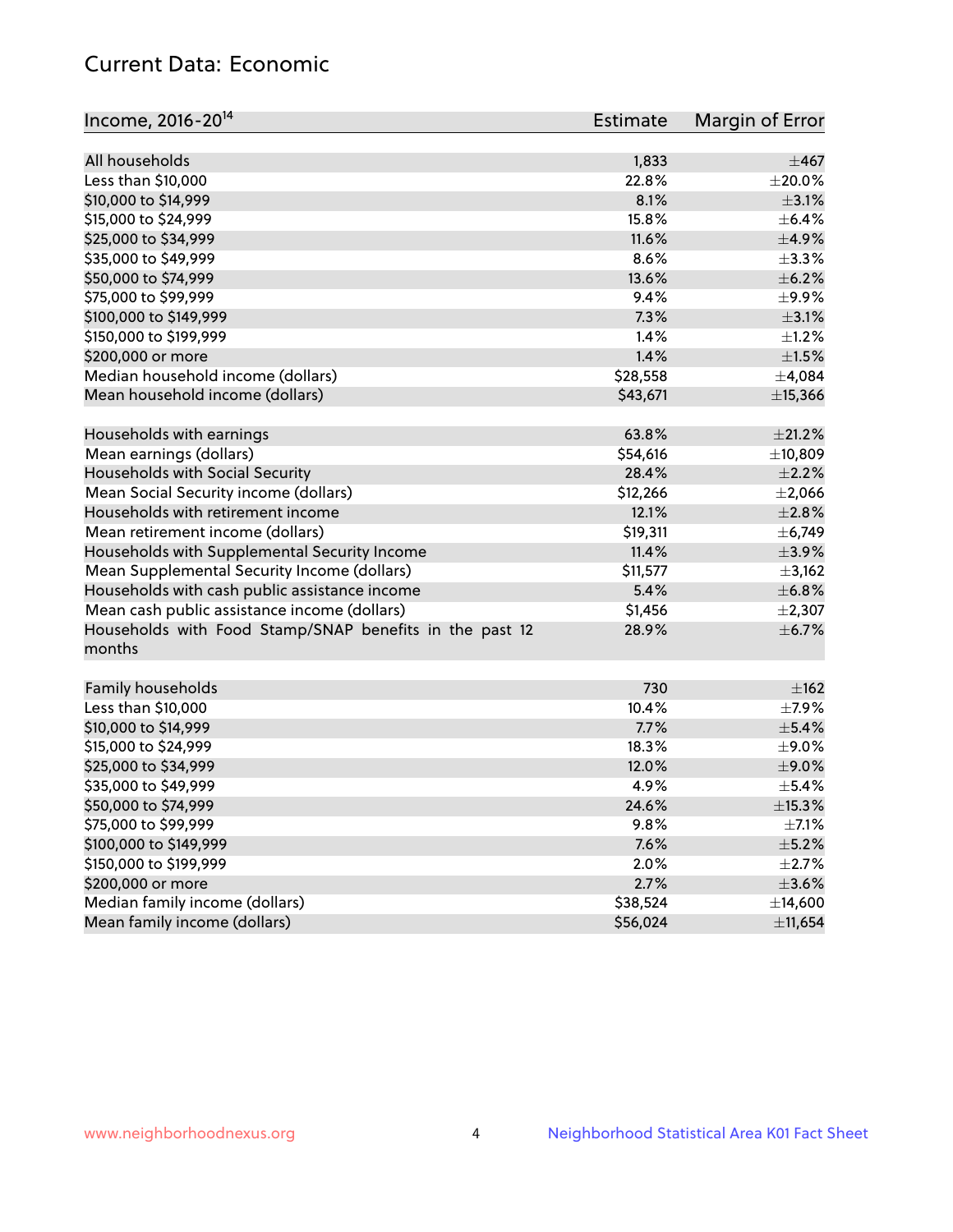# Current Data: Economic

| Income, 2016-20[14] | Estimate | Margin of Error |
| --- | --- | --- |
| All households | 1,833 | ±467 |
| Less than $10,000 | 22.8% | ±20.0% |
| $10,000 to $14,999 | 8.1% | ±3.1% |
| $15,000 to $24,999 | 15.8% | ±6.4% |
| $25,000 to $34,999 | 11.6% | ±4.9% |
| $35,000 to $49,999 | 8.6% | ±3.3% |
| $50,000 to $74,999 | 13.6% | ±6.2% |
| $75,000 to $99,999 | 9.4% | ±9.9% |
| $100,000 to $149,999 | 7.3% | ±3.1% |
| $150,000 to $199,999 | 1.4% | ±1.2% |
| $200,000 or more | 1.4% | ±1.5% |
| Median household income (dollars) | $28,558 | ±4,084 |
| Mean household income (dollars) | $43,671 | ±15,366 |
| | | |
| Households with earnings | 63.8% | ±21.2% |
| Mean earnings (dollars) | $54,616 | ±10,809 |
| Households with Social Security | 28.4% | ±2.2% |
| Mean Social Security income (dollars) | $12,266 | ±2,066 |
| Households with retirement income | 12.1% | ±2.8% |
| Mean retirement income (dollars) | $19,311 | ±6,749 |
| Households with Supplemental Security Income | 11.4% | ±3.9% |
| Mean Supplemental Security Income (dollars) | $11,577 | ±3,162 |
| Households with cash public assistance income | 5.4% | ±6.8% |
| Mean cash public assistance income (dollars) | $1,456 | ±2,307 |
| Households with Food Stamp/SNAP benefits in the past 12 months | 28.9% | ±6.7% |
| | | |
| Family households | 730 | ±162 |
| Less than $10,000 | 10.4% | ±7.9% |
| $10,000 to $14,999 | 7.7% | ±5.4% |
| $15,000 to $24,999 | 18.3% | ±9.0% |
| $25,000 to $34,999 | 12.0% | ±9.0% |
| $35,000 to $49,999 | 4.9% | ±5.4% |
| $50,000 to $74,999 | 24.6% | ±15.3% |
| $75,000 to $99,999 | 9.8% | ±7.1% |
| $100,000 to $149,999 | 7.6% | ±5.2% |
| $150,000 to $199,999 | 2.0% | ±2.7% |
| $200,000 or more | 2.7% | ±3.6% |
| Median family income (dollars) | $38,524 | ±14,600 |
| Mean family income (dollars) | $56,024 | ±11,654 |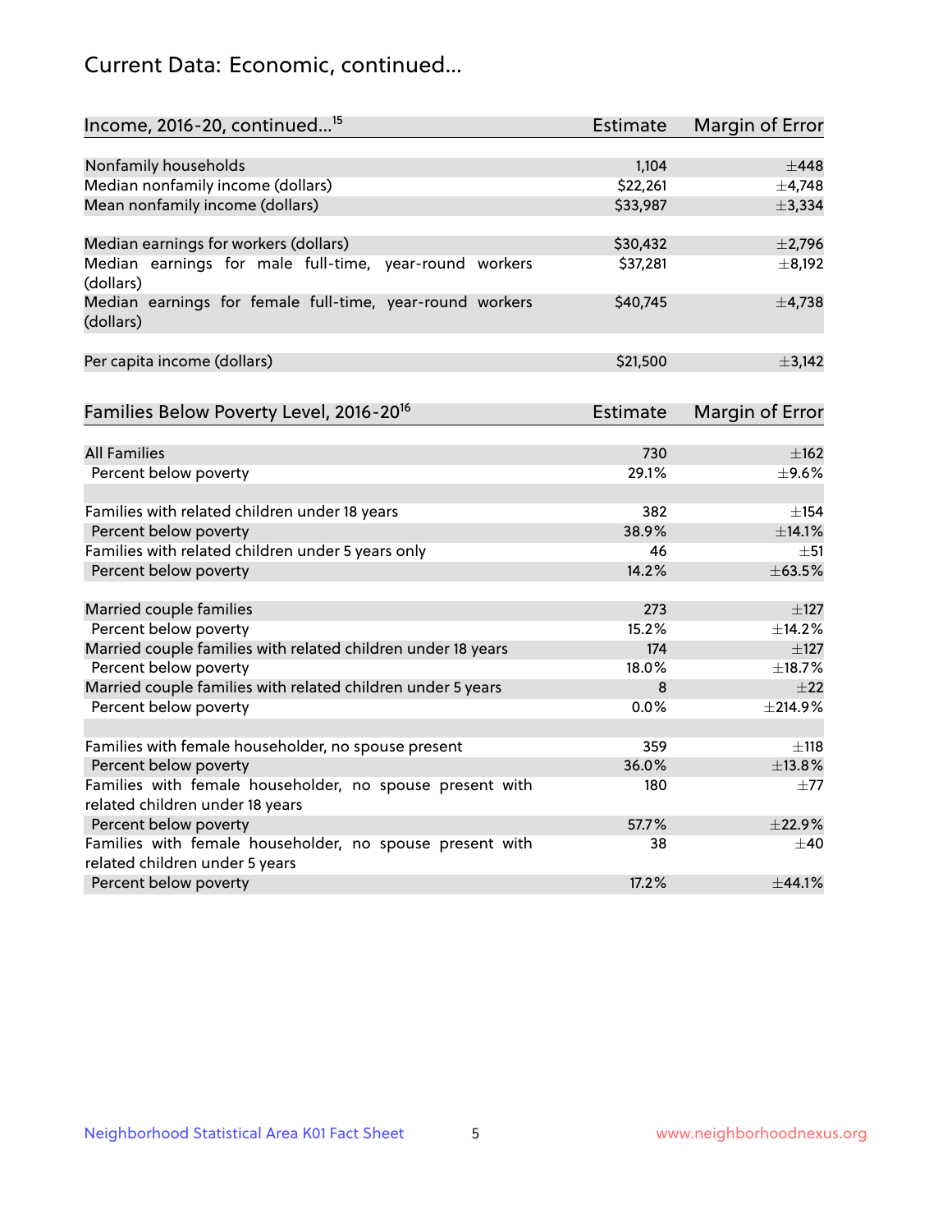# Current Data: Economic, continued...

| Income, 2016-20, continued...[15] | Estimate | Margin of Error |
|---|---|---|
| Nonfamily households | 1,104 | ±448 |
| Median nonfamily income (dollars) | $22,261 | ±4,748 |
| Mean nonfamily income (dollars) | $33,987 | ±3,334 |
| | | |
| Median earnings for workers (dollars) | $30,432 | ±2,796 |
| Median earnings for male full-time, year-round workers (dollars) | $37,281 | ±8,192 |
| Median earnings for female full-time, year-round workers (dollars) | $40,745 | ±4,738 |
| | | |
| Per capita income (dollars) | $21,500 | ±3,142 |

| Families Below Poverty Level, 2016-20[16] | Estimate | Margin of Error |
|---|---|---|
| All Families | 730 | ±162 |
| Percent below poverty | 29.1% | ±9.6% |
| | | |
| Families with related children under 18 years | 382 | ±154 |
| Percent below poverty | 38.9% | ±14.1% |
| Families with related children under 5 years only | 46 | ±51 |
| Percent below poverty | 14.2% | ±63.5% |
| | | |
| Married couple families | 273 | ±127 |
| Percent below poverty | 15.2% | ±14.2% |
| Married couple families with related children under 18 years | 174 | ±127 |
| Percent below poverty | 18.0% | ±18.7% |
| Married couple families with related children under 5 years | 8 | ±22 |
| Percent below poverty | 0.0% | ±214.9% |
| | | |
| Families with female householder, no spouse present | 359 | ±118 |
| Percent below poverty | 36.0% | ±13.8% |
| Families with female householder, no spouse present with related children under 18 years | 180 | ±77 |
| Percent below poverty | 57.7% | ±22.9% |
| Families with female householder, no spouse present with related children under 5 years | 38 | ±40 |
| Percent below poverty | 17.2% | ±44.1% |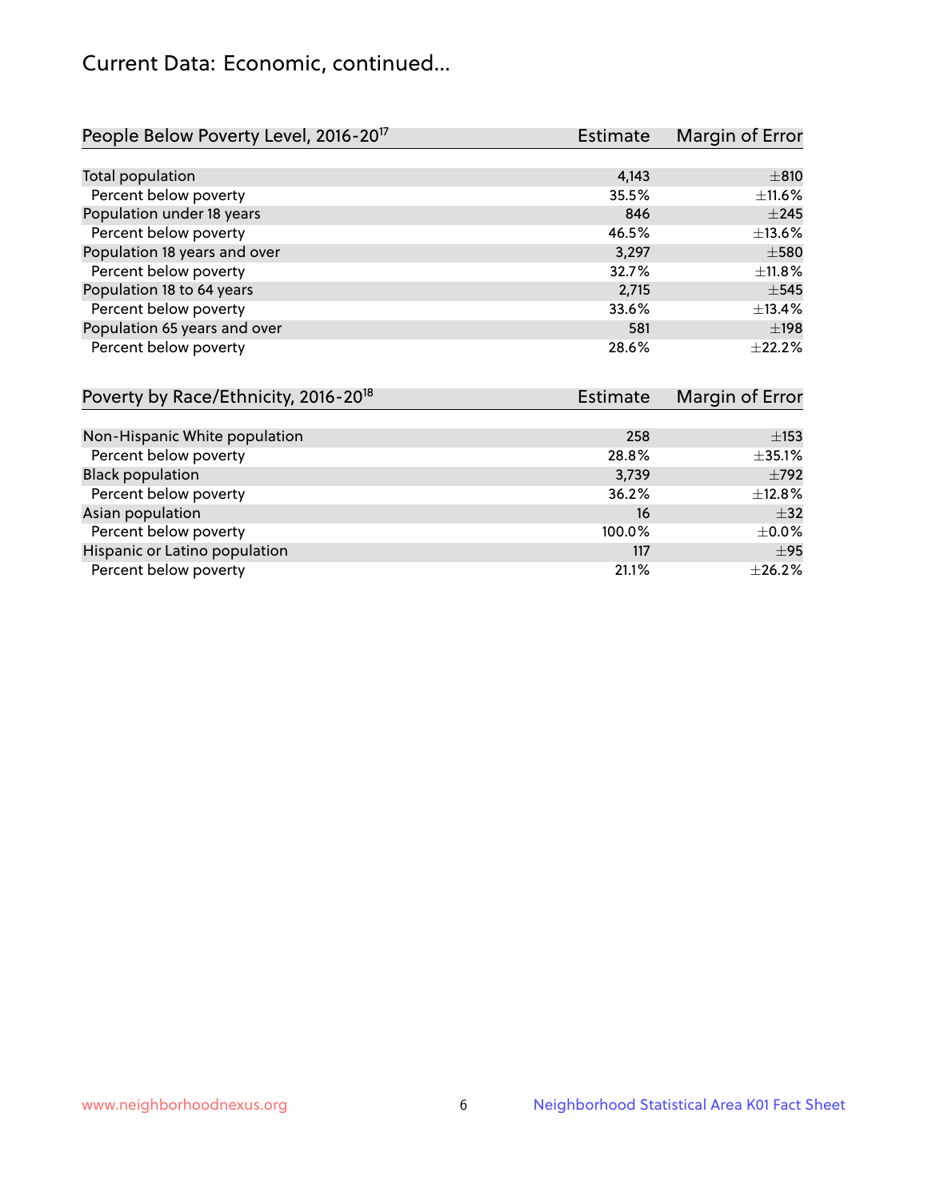# Current Data: Economic, continued...

| People Below Poverty Level, 2016-20[17] | Estimate | Margin of Error |
|---|---|---|
| Total population | 4,143 | ±810 |
| Percent below poverty | 35.5% | ±11.6% |
| Population under 18 years | 846 | ±245 |
| Percent below poverty | 46.5% | ±13.6% |
| Population 18 years and over | 3,297 | ±580 |
| Percent below poverty | 32.7% | ±11.8% |
| Population 18 to 64 years | 2,715 | ±545 |
| Percent below poverty | 33.6% | ±13.4% |
| Population 65 years and over | 581 | ±198 |
| Percent below poverty | 28.6% | ±22.2% |

| Poverty by Race/Ethnicity, 2016-20[18] | Estimate | Margin of Error |
|---|---|---|
| Non-Hispanic White population | 258 | ±153 |
| Percent below poverty | 28.8% | ±35.1% |
| Black population | 3,739 | ±792 |
| Percent below poverty | 36.2% | ±12.8% |
| Asian population | 16 | ±32 |
| Percent below poverty | 100.0% | ±0.0% |
| Hispanic or Latino population | 117 | ±95 |
| Percent below poverty | 21.1% | ±26.2% |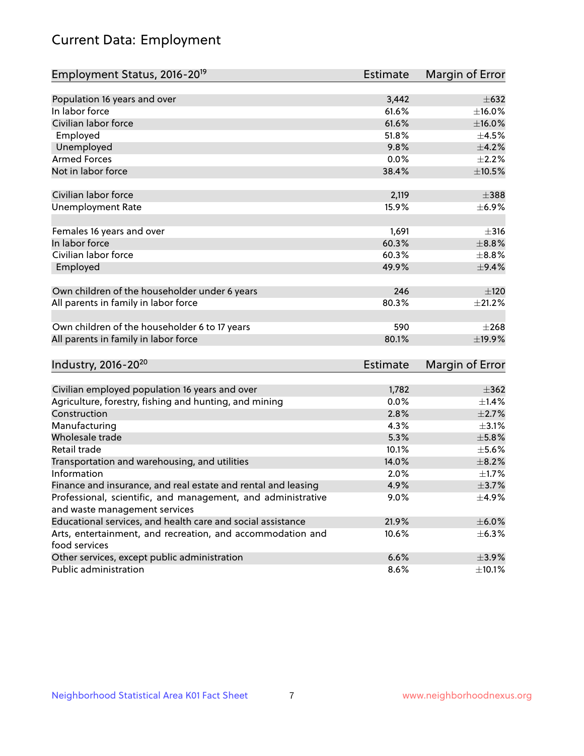# Current Data: Employment

| Employment Status, 2016-20[19] | Estimate | Margin of Error |
|---|---|---|
| Population 16 years and over | 3,442 | ±632 |
| In labor force | 61.6% | ±16.0% |
| Civilian labor force | 61.6% | ±16.0% |
| Employed | 51.8% | ±4.5% |
| Unemployed | 9.8% | ±4.2% |
| Armed Forces | 0.0% | ±2.2% |
| Not in labor force | 38.4% | ±10.5% |
| | | |
| Civilian labor force | 2,119 | ±388 |
| Unemployment Rate | 15.9% | ±6.9% |
| | | |
| Females 16 years and over | 1,691 | ±316 |
| In labor force | 60.3% | ±8.8% |
| Civilian labor force | 60.3% | ±8.8% |
| Employed | 49.9% | ±9.4% |
| | | |
| Own children of the householder under 6 years | 246 | ±120 |
| All parents in family in labor force | 80.3% | ±21.2% |
| | | |
| Own children of the householder 6 to 17 years | 590 | ±268 |
| All parents in family in labor force | 80.1% | ±19.9% |

| Industry, 2016-20[20] | Estimate | Margin of Error |
|---|---|---|
| Civilian employed population 16 years and over | 1,782 | ±362 |
| Agriculture, forestry, fishing and hunting, and mining | 0.0% | ±1.4% |
| Construction | 2.8% | ±2.7% |
| Manufacturing | 4.3% | ±3.1% |
| Wholesale trade | 5.3% | ±5.8% |
| Retail trade | 10.1% | ±5.6% |
| Transportation and warehousing, and utilities | 14.0% | ±8.2% |
| Information | 2.0% | ±1.7% |
| Finance and insurance, and real estate and rental and leasing | 4.9% | ±3.7% |
| Professional, scientific, and management, and administrative and waste management services | 9.0% | ±4.9% |
| Educational services, and health care and social assistance | 21.9% | ±6.0% |
| Arts, entertainment, and recreation, and accommodation and food services | 10.6% | ±6.3% |
| Other services, except public administration | 6.6% | ±3.9% |
| Public administration | 8.6% | ±10.1% |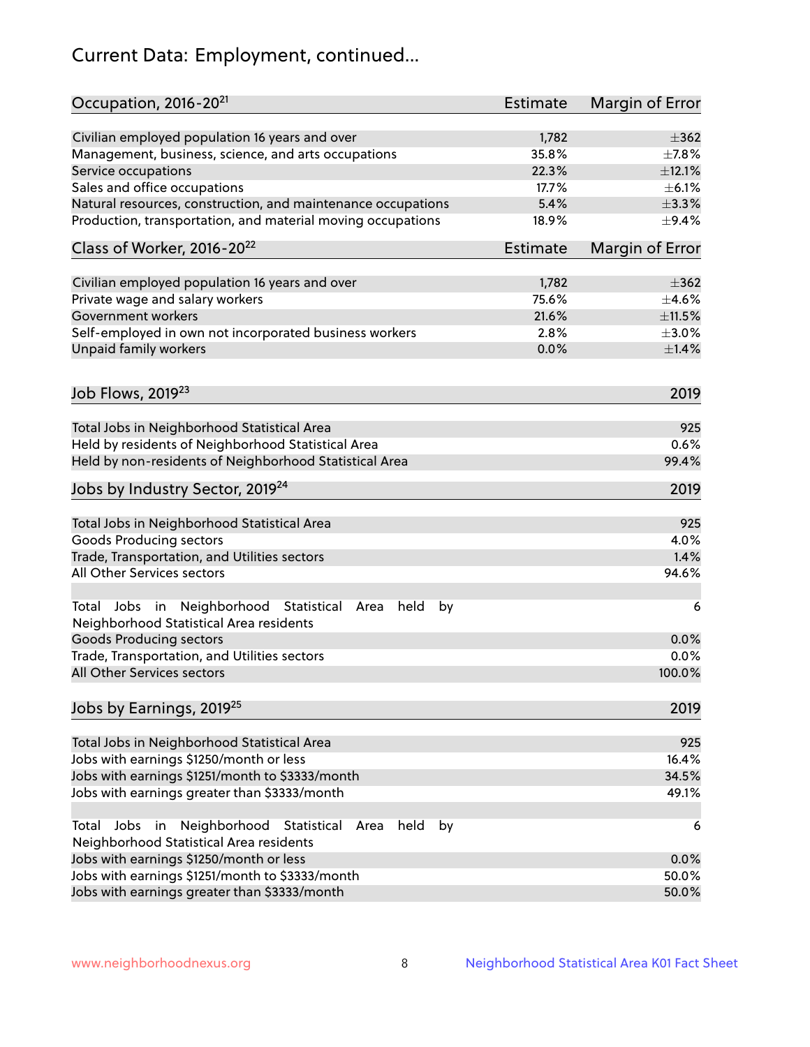# Current Data: Employment, continued...

| Occupation, 2016-20[21] | Estimate | Margin of Error |
|---|---|---|
| Civilian employed population 16 years and over | 1,782 | ±362 |
| Management, business, science, and arts occupations | 35.8% | ±7.8% |
| Service occupations | 22.3% | ±12.1% |
| Sales and office occupations | 17.7% | ±6.1% |
| Natural resources, construction, and maintenance occupations | 5.4% | ±3.3% |
| Production, transportation, and material moving occupations | 18.9% | ±9.4% |

| Class of Worker, 2016-20[22] | Estimate | Margin of Error |
|---|---|---|
| Civilian employed population 16 years and over | 1,782 | ±362 |
| Private wage and salary workers | 75.6% | ±4.6% |
| Government workers | 21.6% | ±11.5% |
| Self-employed in own not incorporated business workers | 2.8% | ±3.0% |
| Unpaid family workers | 0.0% | ±1.4% |

| Job Flows, 2019[23] | 2019 |
|---|---|
| Total Jobs in Neighborhood Statistical Area | 925 |
| Held by residents of Neighborhood Statistical Area | 0.6% |
| Held by non-residents of Neighborhood Statistical Area | 99.4% |

| Jobs by Industry Sector, 2019[24] | 2019 |
|---|---|
| Total Jobs in Neighborhood Statistical Area | 925 |
| Goods Producing sectors | 4.0% |
| Trade, Transportation, and Utilities sectors | 1.4% |
| All Other Services sectors | 94.6% |
| Total Jobs in Neighborhood Statistical Area held by Neighborhood Statistical Area residents | 6 |
| Goods Producing sectors | 0.0% |
| Trade, Transportation, and Utilities sectors | 0.0% |
| All Other Services sectors | 100.0% |

| Jobs by Earnings, 2019[25] | 2019 |
|---|---|
| Total Jobs in Neighborhood Statistical Area | 925 |
| Jobs with earnings $1250/month or less | 16.4% |
| Jobs with earnings $1251/month to $3333/month | 34.5% |
| Jobs with earnings greater than $3333/month | 49.1% |
| Total Jobs in Neighborhood Statistical Area held by Neighborhood Statistical Area residents | 6 |
| Jobs with earnings $1250/month or less | 0.0% |
| Jobs with earnings $1251/month to $3333/month | 50.0% |
| Jobs with earnings greater than $3333/month | 50.0% |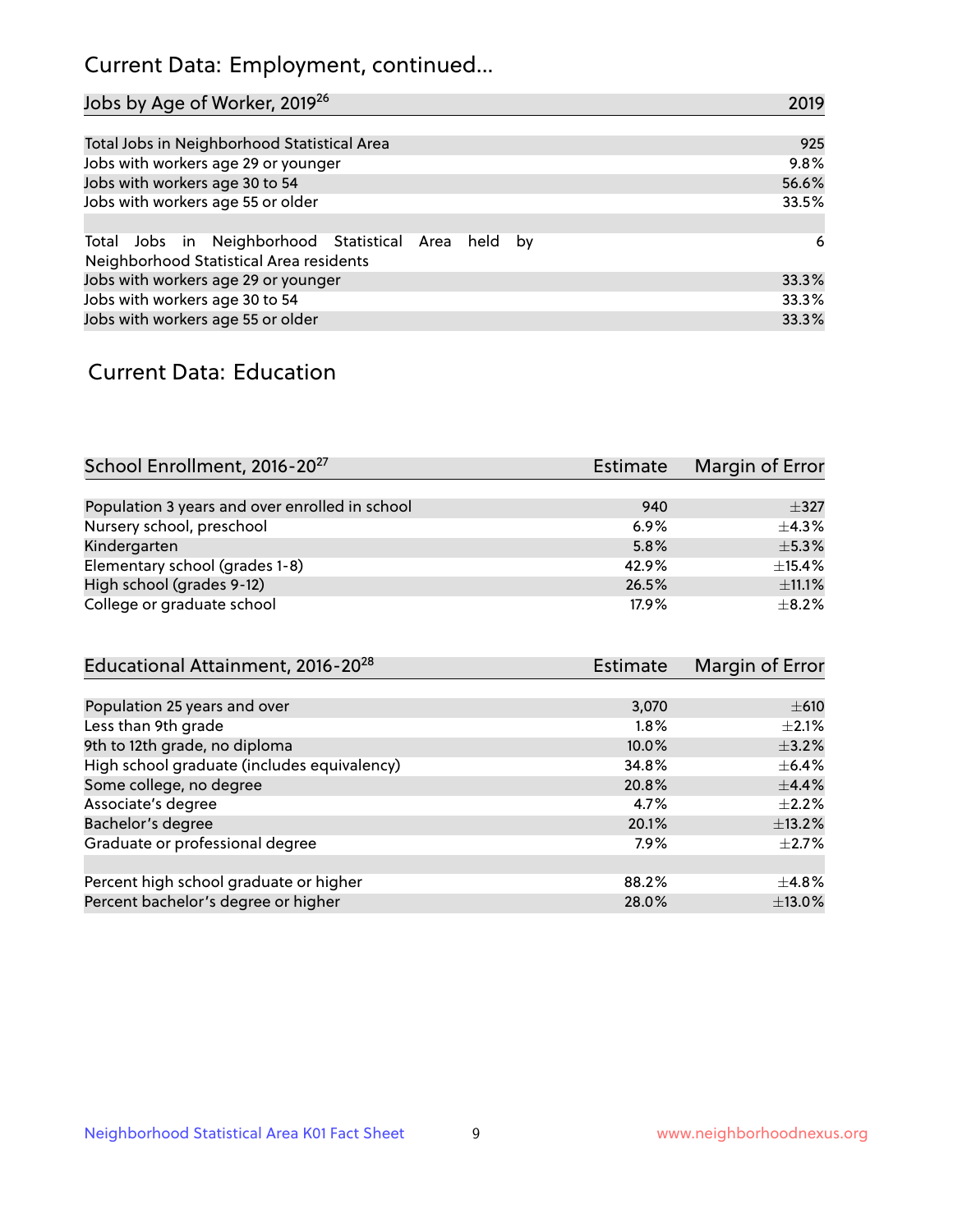# Current Data: Employment, continued...

| Jobs by Age of Worker, 2019[26] | 2019 |
| --- | --- |
| Total Jobs in Neighborhood Statistical Area | 925 |
| Jobs with workers age 29 or younger | 9.8% |
| Jobs with workers age 30 to 54 | 56.6% |
| Jobs with workers age 55 or older | 33.5% |
| | |
| Total Jobs in Neighborhood Statistical Area held by Neighborhood Statistical Area residents | 6 |
| Jobs with workers age 29 or younger | 33.3% |
| Jobs with workers age 30 to 54 | 33.3% |
| Jobs with workers age 55 or older | 33.3% |

## Current Data: Education

| School Enrollment, 2016-20[27] | Estimate | Margin of Error |
| --- | --- | --- |
| Population 3 years and over enrolled in school | 940 | ±327 |
| Nursery school, preschool | 6.9% | ±4.3% |
| Kindergarten | 5.8% | ±5.3% |
| Elementary school (grades 1-8) | 42.9% | ±15.4% |
| High school (grades 9-12) | 26.5% | ±11.1% |
| College or graduate school | 17.9% | ±8.2% |

| Educational Attainment, 2016-20[28] | Estimate | Margin of Error |
| --- | --- | --- |
| Population 25 years and over | 3,070 | ±610 |
| Less than 9th grade | 1.8% | ±2.1% |
| 9th to 12th grade, no diploma | 10.0% | ±3.2% |
| High school graduate (includes equivalency) | 34.8% | ±6.4% |
| Some college, no degree | 20.8% | ±4.4% |
| Associate's degree | 4.7% | ±2.2% |
| Bachelor's degree | 20.1% | ±13.2% |
| Graduate or professional degree | 7.9% | ±2.7% |
| | | |
| Percent high school graduate or higher | 88.2% | ±4.8% |
| Percent bachelor's degree or higher | 28.0% | ±13.0% |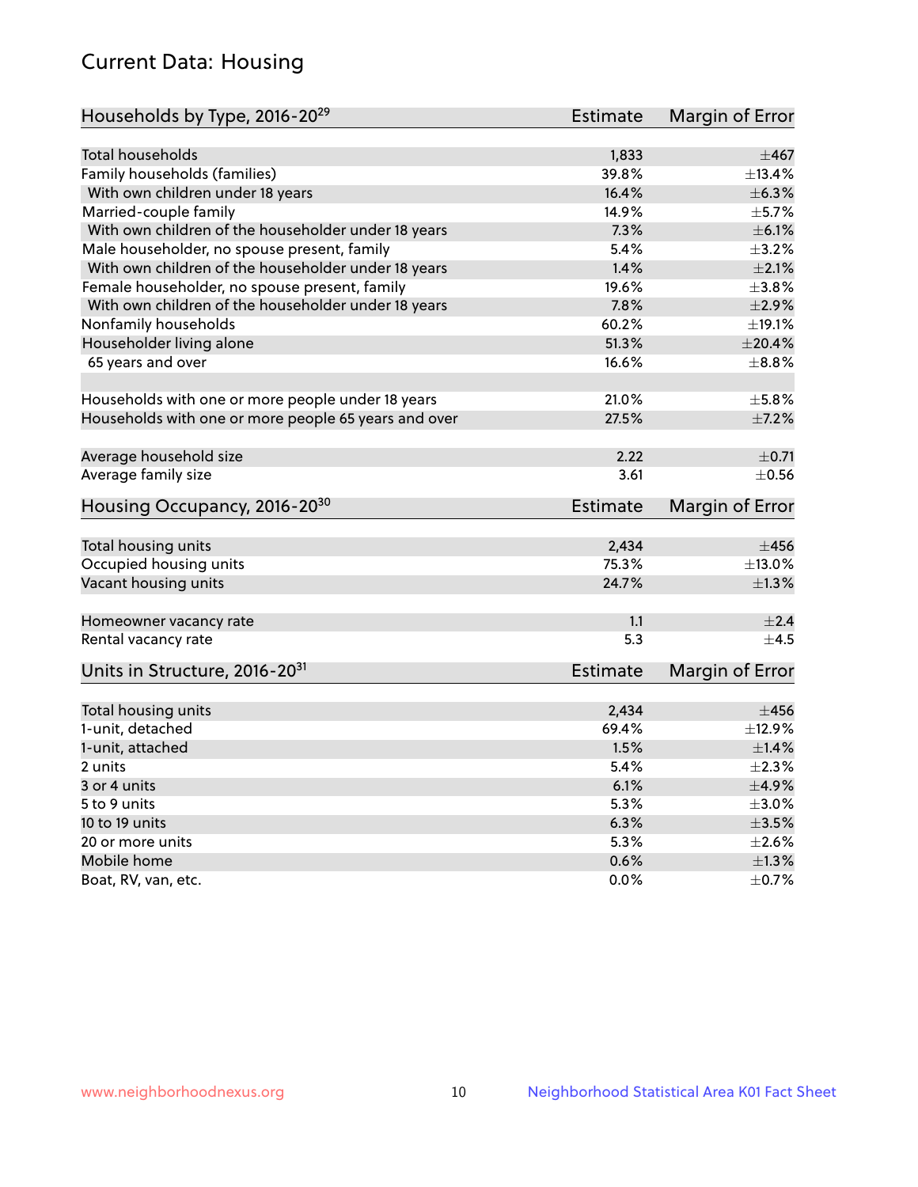## Current Data: Housing

| Households by Type, 2016-20[29] | Estimate | Margin of Error |
|---|---|---|
| Total households | 1,833 | ±467 |
| Family households (families) | 39.8% | ±13.4% |
| With own children under 18 years | 16.4% | ±6.3% |
| Married-couple family | 14.9% | ±5.7% |
| With own children of the householder under 18 years | 7.3% | ±6.1% |
| Male householder, no spouse present, family | 5.4% | ±3.2% |
| With own children of the householder under 18 years | 1.4% | ±2.1% |
| Female householder, no spouse present, family | 19.6% | ±3.8% |
| With own children of the householder under 18 years | 7.8% | ±2.9% |
| Nonfamily households | 60.2% | ±19.1% |
| Householder living alone | 51.3% | ±20.4% |
| 65 years and over | 16.6% | ±8.8% |
| Households with one or more people under 18 years | 21.0% | ±5.8% |
| Households with one or more people 65 years and over | 27.5% | ±7.2% |
| Average household size | 2.22 | ±0.71 |
| Average family size | 3.61 | ±0.56 |

| Housing Occupancy, 2016-20[30] | Estimate | Margin of Error |
|---|---|---|
| Total housing units | 2,434 | ±456 |
| Occupied housing units | 75.3% | ±13.0% |
| Vacant housing units | 24.7% | ±1.3% |
| Homeowner vacancy rate | 1.1 | ±2.4 |
| Rental vacancy rate | 5.3 | ±4.5 |

| Units in Structure, 2016-20[31] | Estimate | Margin of Error |
|---|---|---|
| Total housing units | 2,434 | ±456 |
| 1-unit, detached | 69.4% | ±12.9% |
| 1-unit, attached | 1.5% | ±1.4% |
| 2 units | 5.4% | ±2.3% |
| 3 or 4 units | 6.1% | ±4.9% |
| 5 to 9 units | 5.3% | ±3.0% |
| 10 to 19 units | 6.3% | ±3.5% |
| 20 or more units | 5.3% | ±2.6% |
| Mobile home | 0.6% | ±1.3% |
| Boat, RV, van, etc. | 0.0% | ±0.7% |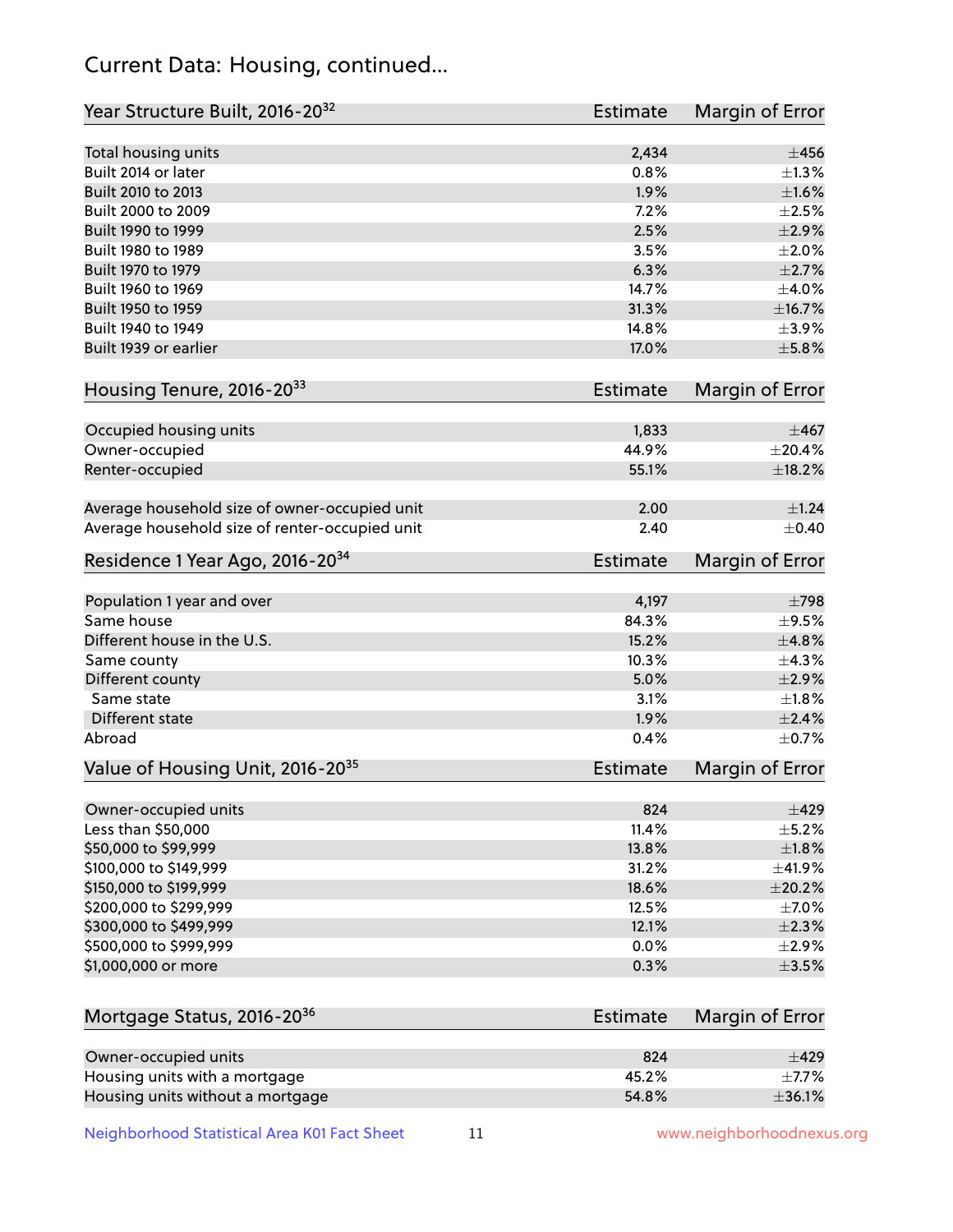## Current Data: Housing, continued...

| Year Structure Built, 2016-20[32] | Estimate | Margin of Error |
|---|---|---|
| Total housing units | 2,434 | ±456 |
| Built 2014 or later | 0.8% | ±1.3% |
| Built 2010 to 2013 | 1.9% | ±1.6% |
| Built 2000 to 2009 | 7.2% | ±2.5% |
| Built 1990 to 1999 | 2.5% | ±2.9% |
| Built 1980 to 1989 | 3.5% | ±2.0% |
| Built 1970 to 1979 | 6.3% | ±2.7% |
| Built 1960 to 1969 | 14.7% | ±4.0% |
| Built 1950 to 1959 | 31.3% | ±16.7% |
| Built 1940 to 1949 | 14.8% | ±3.9% |
| Built 1939 or earlier | 17.0% | ±5.8% |

| Housing Tenure, 2016-20[33] | Estimate | Margin of Error |
|---|---|---|
| Occupied housing units | 1,833 | ±467 |
| Owner-occupied | 44.9% | ±20.4% |
| Renter-occupied | 55.1% | ±18.2% |
| | | |
| Average household size of owner-occupied unit | 2.00 | ±1.24 |
| Average household size of renter-occupied unit | 2.40 | ±0.40 |

| Residence 1 Year Ago, 2016-20[34] | Estimate | Margin of Error |
|---|---|---|
| Population 1 year and over | 4,197 | ±798 |
| Same house | 84.3% | ±9.5% |
| Different house in the U.S. | 15.2% | ±4.8% |
| Same county | 10.3% | ±4.3% |
| Different county | 5.0% | ±2.9% |
| Same state | 3.1% | ±1.8% |
| Different state | 1.9% | ±2.4% |
| Abroad | 0.4% | ±0.7% |

| Value of Housing Unit, 2016-20[35] | Estimate | Margin of Error |
|---|---|---|
| Owner-occupied units | 824 | ±429 |
| Less than $50,000 | 11.4% | ±5.2% |
| $50,000 to $99,999 | 13.8% | ±1.8% |
| $100,000 to $149,999 | 31.2% | ±41.9% |
| $150,000 to $199,999 | 18.6% | ±20.2% |
| $200,000 to $299,999 | 12.5% | ±7.0% |
| $300,000 to $499,999 | 12.1% | ±2.3% |
| $500,000 to $999,999 | 0.0% | ±2.9% |
| $1,000,000 or more | 0.3% | ±3.5% |

| Mortgage Status, 2016-20[36] | Estimate | Margin of Error |
|---|---|---|
| Owner-occupied units | 824 | ±429 |
| Housing units with a mortgage | 45.2% | ±7.7% |
| Housing units without a mortgage | 54.8% | ±36.1% |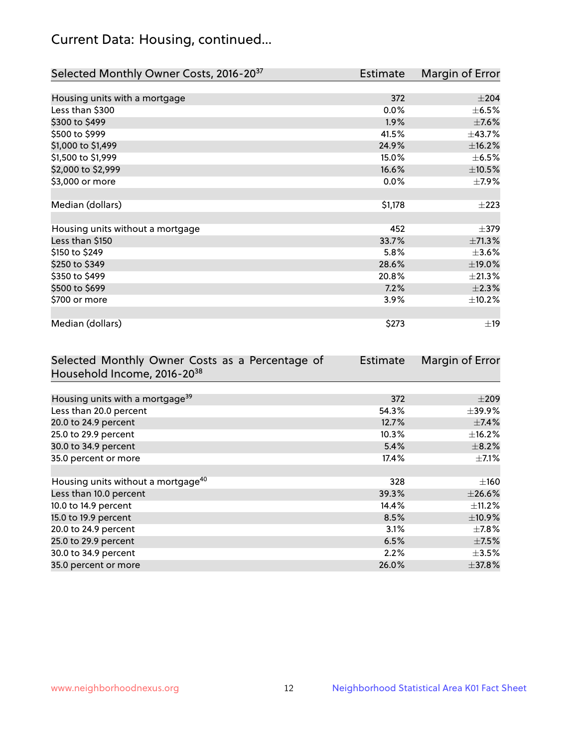## Current Data: Housing, continued...

| Selected Monthly Owner Costs, 2016-20[37] | Estimate | Margin of Error |
|---|---|---|
| Housing units with a mortgage | 372 | ±204 |
| Less than $300 | 0.0% | ±6.5% |
| $300 to $499 | 1.9% | ±7.6% |
| $500 to $999 | 41.5% | ±43.7% |
| $1,000 to $1,499 | 24.9% | ±16.2% |
| $1,500 to $1,999 | 15.0% | ±6.5% |
| $2,000 to $2,999 | 16.6% | ±10.5% |
| $3,000 or more | 0.0% | ±7.9% |
| | | |
| Median (dollars) | $1,178 | ±223 |
| | | |
| Housing units without a mortgage | 452 | ±379 |
| Less than $150 | 33.7% | ±71.3% |
| $150 to $249 | 5.8% | ±3.6% |
| $250 to $349 | 28.6% | ±19.0% |
| $350 to $499 | 20.8% | ±21.3% |
| $500 to $699 | 7.2% | ±2.3% |
| $700 or more | 3.9% | ±10.2% |
| | | |
| Median (dollars) | $273 | ±19 |

| Selected Monthly Owner Costs as a Percentage of Household Income, 2016-20[38] | Estimate | Margin of Error |
|---|---|---|
| Housing units with a mortgage[39] | 372 | ±209 |
| Less than 20.0 percent | 54.3% | ±39.9% |
| 20.0 to 24.9 percent | 12.7% | ±7.4% |
| 25.0 to 29.9 percent | 10.3% | ±16.2% |
| 30.0 to 34.9 percent | 5.4% | ±8.2% |
| 35.0 percent or more | 17.4% | ±7.1% |
| | | |
| Housing units without a mortgage[40] | 328 | ±160 |
| Less than 10.0 percent | 39.3% | ±26.6% |
| 10.0 to 14.9 percent | 14.4% | ±11.2% |
| 15.0 to 19.9 percent | 8.5% | ±10.9% |
| 20.0 to 24.9 percent | 3.1% | ±7.8% |
| 25.0 to 29.9 percent | 6.5% | ±7.5% |
| 30.0 to 34.9 percent | 2.2% | ±3.5% |
| 35.0 percent or more | 26.0% | ±37.8% |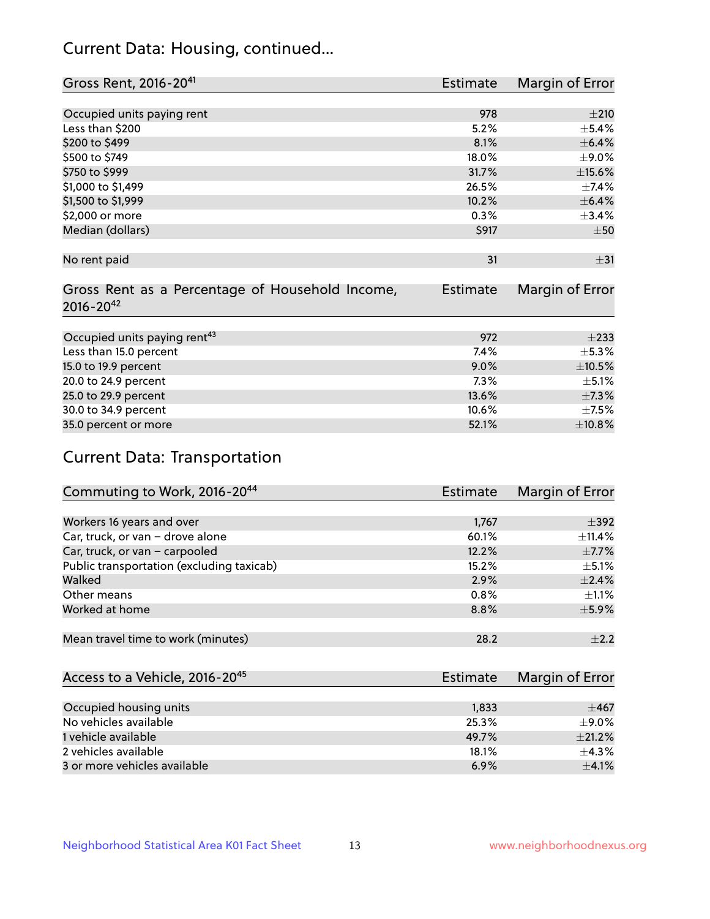## Current Data: Housing, continued...

| Gross Rent, 2016-20[41] | Estimate | Margin of Error |
|---|---|---|
| Occupied units paying rent | 978 | ±210 |
| Less than $200 | 5.2% | ±5.4% |
| $200 to $499 | 8.1% | ±6.4% |
| $500 to $749 | 18.0% | ±9.0% |
| $750 to $999 | 31.7% | ±15.6% |
| $1,000 to $1,499 | 26.5% | ±7.4% |
| $1,500 to $1,999 | 10.2% | ±6.4% |
| $2,000 or more | 0.3% | ±3.4% |
| Median (dollars) | $917 | ±50 |
| No rent paid | 31 | ±31 |

| Gross Rent as a Percentage of Household Income, 2016-20[42] | Estimate | Margin of Error |
|---|---|---|
| Occupied units paying rent[43] | 972 | ±233 |
| Less than 15.0 percent | 7.4% | ±5.3% |
| 15.0 to 19.9 percent | 9.0% | ±10.5% |
| 20.0 to 24.9 percent | 7.3% | ±5.1% |
| 25.0 to 29.9 percent | 13.6% | ±7.3% |
| 30.0 to 34.9 percent | 10.6% | ±7.5% |
| 35.0 percent or more | 52.1% | ±10.8% |

## Current Data: Transportation

| Commuting to Work, 2016-20[44] | Estimate | Margin of Error |
|---|---|---|
| Workers 16 years and over | 1,767 | ±392 |
| Car, truck, or van – drove alone | 60.1% | ±11.4% |
| Car, truck, or van – carpooled | 12.2% | ±7.7% |
| Public transportation (excluding taxicab) | 15.2% | ±5.1% |
| Walked | 2.9% | ±2.4% |
| Other means | 0.8% | ±1.1% |
| Worked at home | 8.8% | ±5.9% |
| Mean travel time to work (minutes) | 28.2 | ±2.2 |

| Access to a Vehicle, 2016-20[45] | Estimate | Margin of Error |
|---|---|---|
| Occupied housing units | 1,833 | ±467 |
| No vehicles available | 25.3% | ±9.0% |
| 1 vehicle available | 49.7% | ±21.2% |
| 2 vehicles available | 18.1% | ±4.3% |
| 3 or more vehicles available | 6.9% | ±4.1% |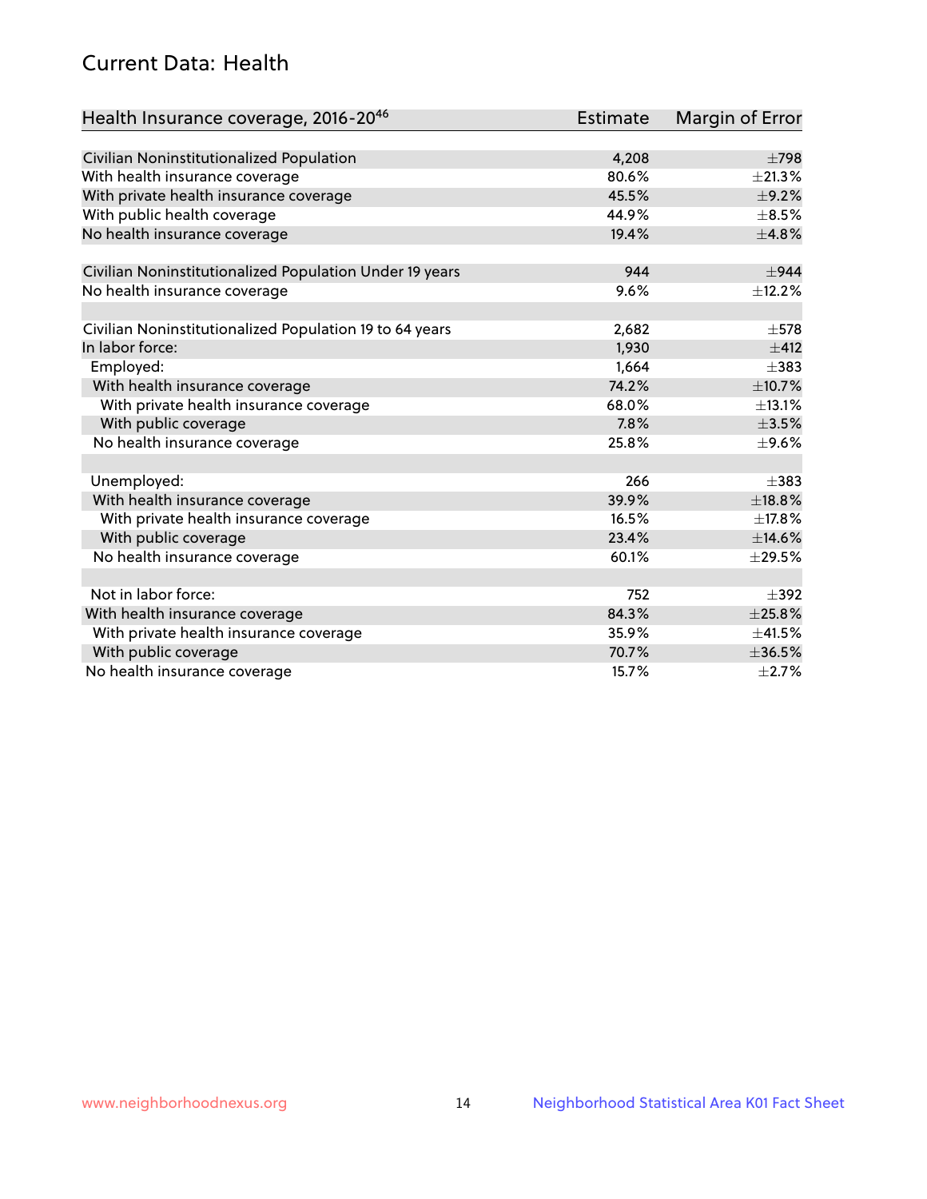## Current Data: Health

| Health Insurance coverage, 2016-20[46] | Estimate | Margin of Error |
|---|---|---|
| Civilian Noninstitutionalized Population | 4,208 | ±798 |
| With health insurance coverage | 80.6% | ±21.3% |
| With private health insurance coverage | 45.5% | ±9.2% |
| With public health coverage | 44.9% | ±8.5% |
| No health insurance coverage | 19.4% | ±4.8% |
| | | |
| Civilian Noninstitutionalized Population Under 19 years | 944 | ±944 |
| No health insurance coverage | 9.6% | ±12.2% |
| | | |
| Civilian Noninstitutionalized Population 19 to 64 years | 2,682 | ±578 |
| In labor force: | 1,930 | ±412 |
| Employed: | 1,664 | ±383 |
| With health insurance coverage | 74.2% | ±10.7% |
| With private health insurance coverage | 68.0% | ±13.1% |
| With public coverage | 7.8% | ±3.5% |
| No health insurance coverage | 25.8% | ±9.6% |
| | | |
| Unemployed: | 266 | ±383 |
| With health insurance coverage | 39.9% | ±18.8% |
| With private health insurance coverage | 16.5% | ±17.8% |
| With public coverage | 23.4% | ±14.6% |
| No health insurance coverage | 60.1% | ±29.5% |
| | | |
| Not in labor force: | 752 | ±392 |
| With health insurance coverage | 84.3% | ±25.8% |
| With private health insurance coverage | 35.9% | ±41.5% |
| With public coverage | 70.7% | ±36.5% |
| No health insurance coverage | 15.7% | ±2.7% |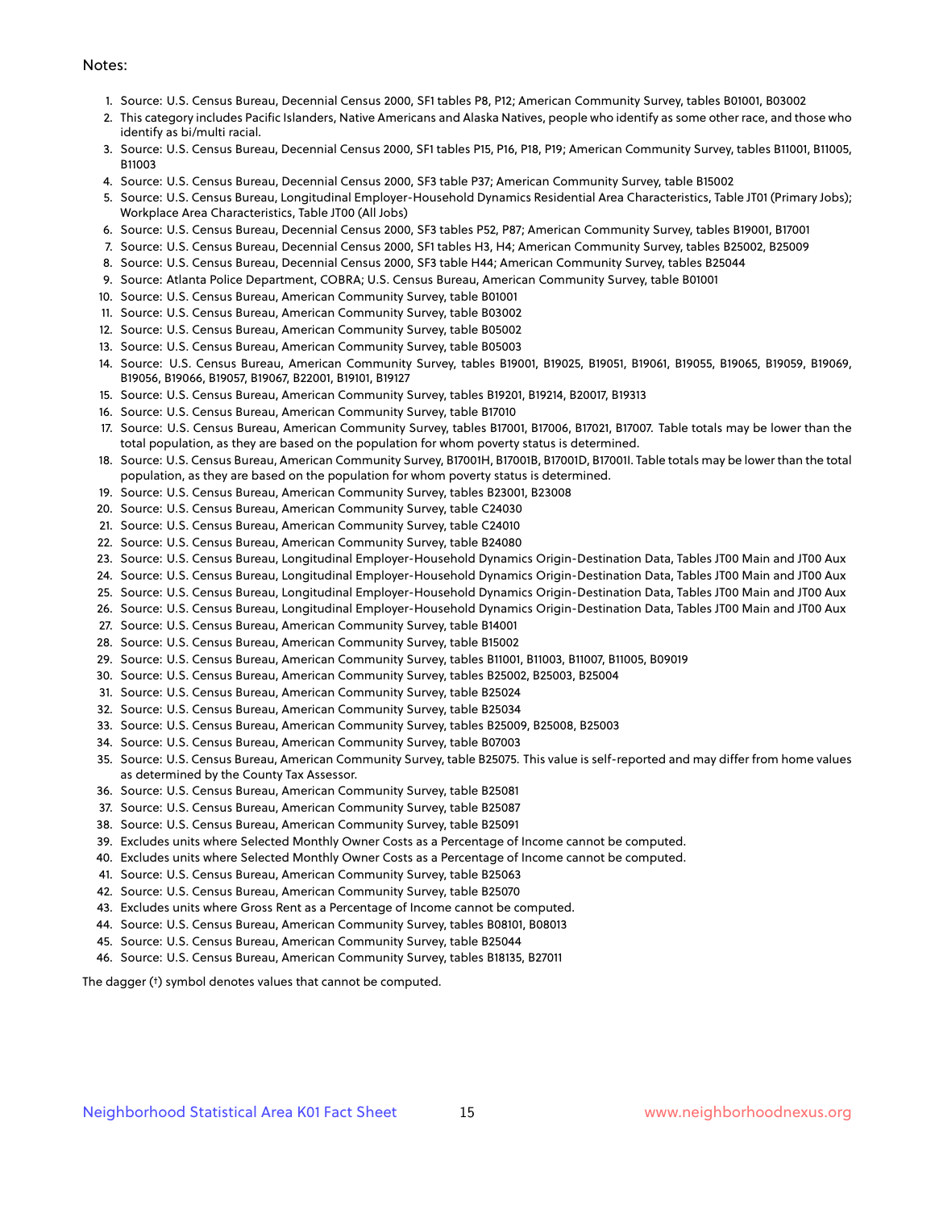Notes:

1. Source: U.S. Census Bureau, Decennial Census 2000, SF1 tables P8, P12; American Community Survey, tables B01001, B03002
2. This category includes Pacific Islanders, Native Americans and Alaska Natives, people who identify as some other race, and those who identify as bi/multi racial.
3. Source: U.S. Census Bureau, Decennial Census 2000, SF1 tables P15, P16, P18, P19; American Community Survey, tables B11001, B11005, B11003
4. Source: U.S. Census Bureau, Decennial Census 2000, SF3 table P37; American Community Survey, table B15002
5. Source: U.S. Census Bureau, Longitudinal Employer-Household Dynamics Residential Area Characteristics, Table JT01 (Primary Jobs); Workplace Area Characteristics, Table JT00 (All Jobs)
6. Source: U.S. Census Bureau, Decennial Census 2000, SF3 tables P52, P87; American Community Survey, tables B19001, B17001
7. Source: U.S. Census Bureau, Decennial Census 2000, SF1 tables H3, H4; American Community Survey, tables B25002, B25009
8. Source: U.S. Census Bureau, Decennial Census 2000, SF3 table H44; American Community Survey, tables B25044
9. Source: Atlanta Police Department, COBRA; U.S. Census Bureau, American Community Survey, table B01001
10. Source: U.S. Census Bureau, American Community Survey, table B01001
11. Source: U.S. Census Bureau, American Community Survey, table B03002
12. Source: U.S. Census Bureau, American Community Survey, table B05002
13. Source: U.S. Census Bureau, American Community Survey, table B05003
14. Source: U.S. Census Bureau, American Community Survey, tables B19001, B19025, B19051, B19061, B19055, B19065, B19059, B19069, B19056, B19066, B19057, B19067, B22001, B19101, B19127
15. Source: U.S. Census Bureau, American Community Survey, tables B19201, B19214, B20017, B19313
16. Source: U.S. Census Bureau, American Community Survey, table B17010
17. Source: U.S. Census Bureau, American Community Survey, tables B17001, B17006, B17021, B17007. Table totals may be lower than the total population, as they are based on the population for whom poverty status is determined.
18. Source: U.S. Census Bureau, American Community Survey, B17001H, B17001B, B17001D, B17001I. Table totals may be lower than the total population, as they are based on the population for whom poverty status is determined.
19. Source: U.S. Census Bureau, American Community Survey, tables B23001, B23008
20. Source: U.S. Census Bureau, American Community Survey, table C24030
21. Source: U.S. Census Bureau, American Community Survey, table C24010
22. Source: U.S. Census Bureau, American Community Survey, table B24080
23. Source: U.S. Census Bureau, Longitudinal Employer-Household Dynamics Origin-Destination Data, Tables JT00 Main and JT00 Aux
24. Source: U.S. Census Bureau, Longitudinal Employer-Household Dynamics Origin-Destination Data, Tables JT00 Main and JT00 Aux
25. Source: U.S. Census Bureau, Longitudinal Employer-Household Dynamics Origin-Destination Data, Tables JT00 Main and JT00 Aux
26. Source: U.S. Census Bureau, Longitudinal Employer-Household Dynamics Origin-Destination Data, Tables JT00 Main and JT00 Aux
27. Source: U.S. Census Bureau, American Community Survey, table B14001
28. Source: U.S. Census Bureau, American Community Survey, table B15002
29. Source: U.S. Census Bureau, American Community Survey, tables B11001, B11003, B11007, B11005, B09019
30. Source: U.S. Census Bureau, American Community Survey, tables B25002, B25003, B25004
31. Source: U.S. Census Bureau, American Community Survey, table B25024
32. Source: U.S. Census Bureau, American Community Survey, table B25034
33. Source: U.S. Census Bureau, American Community Survey, tables B25009, B25008, B25003
34. Source: U.S. Census Bureau, American Community Survey, table B07003
35. Source: U.S. Census Bureau, American Community Survey, table B25075. This value is self-reported and may differ from home values as determined by the County Tax Assessor.
36. Source: U.S. Census Bureau, American Community Survey, table B25081
37. Source: U.S. Census Bureau, American Community Survey, table B25087
38. Source: U.S. Census Bureau, American Community Survey, table B25091
39. Excludes units where Selected Monthly Owner Costs as a Percentage of Income cannot be computed.
40. Excludes units where Selected Monthly Owner Costs as a Percentage of Income cannot be computed.
41. Source: U.S. Census Bureau, American Community Survey, table B25063
42. Source: U.S. Census Bureau, American Community Survey, table B25070
43. Excludes units where Gross Rent as a Percentage of Income cannot be computed.
44. Source: U.S. Census Bureau, American Community Survey, tables B08101, B08013
45. Source: U.S. Census Bureau, American Community Survey, table B25044
46. Source: U.S. Census Bureau, American Community Survey, tables B18135, B27011

The dagger (†) symbol denotes values that cannot be computed.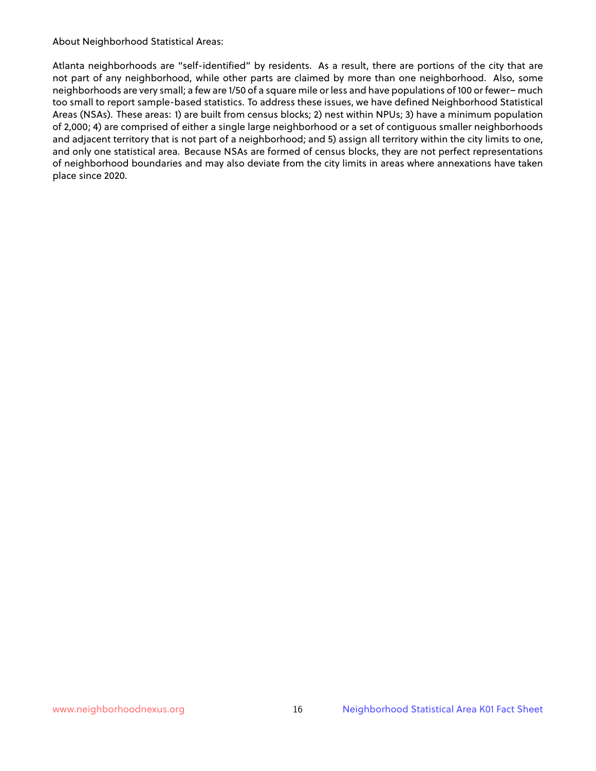About Neighborhood Statistical Areas:

Atlanta neighborhoods are "self-identified" by residents. As a result, there are portions of the city that are not part of any neighborhood, while other parts are claimed by more than one neighborhood. Also, some neighborhoods are very small; a few are 1/50 of a square mile or less and have populations of 100 or fewer– much too small to report sample-based statistics. To address these issues, we have defined Neighborhood Statistical Areas (NSAs). These areas: 1) are built from census blocks; 2) nest within NPUs; 3) have a minimum population of 2,000; 4) are comprised of either a single large neighborhood or a set of contiguous smaller neighborhoods and adjacent territory that is not part of a neighborhood; and 5) assign all territory within the city limits to one, and only one statistical area. Because NSAs are formed of census blocks, they are not perfect representations of neighborhood boundaries and may also deviate from the city limits in areas where annexations have taken place since 2020.